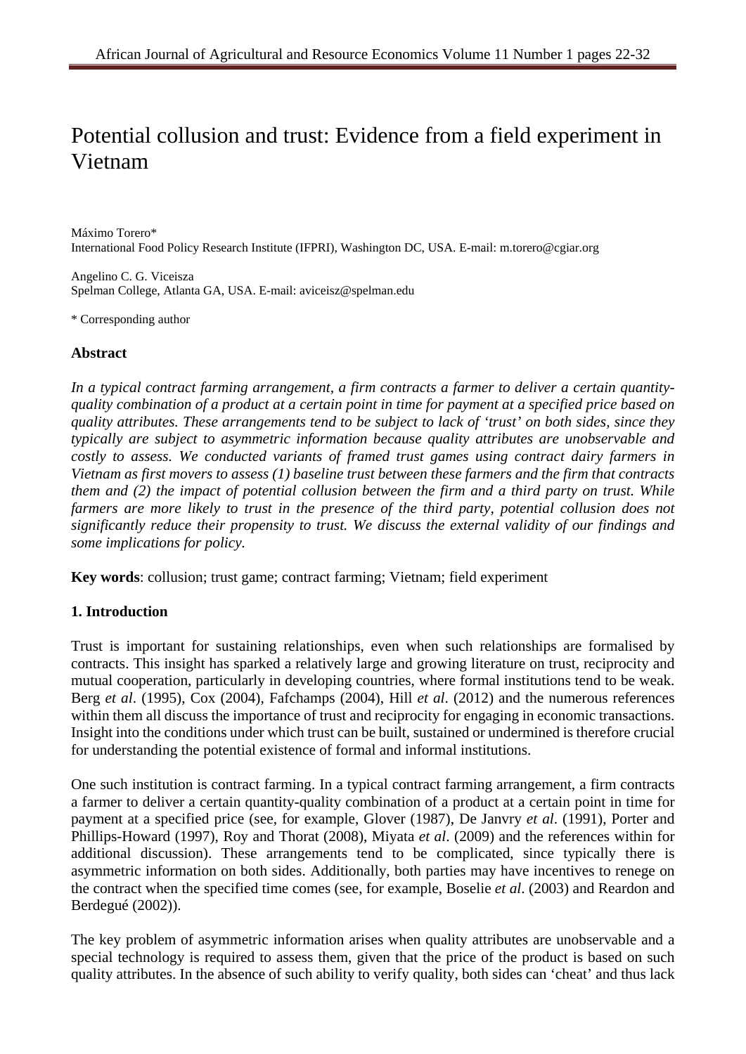# Potential collusion and trust: Evidence from a field experiment in Vietnam

Máximo Torero*
International Food Policy Research Institute (IFPRI), Washington DC, USA. E-mail: m.torero@cgiar.org

Angelino C. G. Viceisza
Spelman College, Atlanta GA, USA. E-mail: aviceisz@spelman.edu

\* Corresponding author

## Abstract

*In a typical contract farming arrangement, a firm contracts a farmer to deliver a certain quantity-quality combination of a product at a certain point in time for payment at a specified price based on quality attributes. These arrangements tend to be subject to lack of 'trust' on both sides, since they typically are subject to asymmetric information because quality attributes are unobservable and costly to assess. We conducted variants of framed trust games using contract dairy farmers in Vietnam as first movers to assess (1) baseline trust between these farmers and the firm that contracts them and (2) the impact of potential collusion between the firm and a third party on trust. While farmers are more likely to trust in the presence of the third party, potential collusion does not significantly reduce their propensity to trust. We discuss the external validity of our findings and some implications for policy.*

**Key words**: collusion; trust game; contract farming; Vietnam; field experiment

## 1. Introduction

Trust is important for sustaining relationships, even when such relationships are formalised by contracts. This insight has sparked a relatively large and growing literature on trust, reciprocity and mutual cooperation, particularly in developing countries, where formal institutions tend to be weak. Berg *et al*. (1995), Cox (2004), Fafchamps (2004), Hill *et al*. (2012) and the numerous references within them all discuss the importance of trust and reciprocity for engaging in economic transactions. Insight into the conditions under which trust can be built, sustained or undermined is therefore crucial for understanding the potential existence of formal and informal institutions.

One such institution is contract farming. In a typical contract farming arrangement, a firm contracts a farmer to deliver a certain quantity-quality combination of a product at a certain point in time for payment at a specified price (see, for example, Glover (1987), De Janvry *et al*. (1991), Porter and Phillips-Howard (1997), Roy and Thorat (2008), Miyata *et al*. (2009) and the references within for additional discussion). These arrangements tend to be complicated, since typically there is asymmetric information on both sides. Additionally, both parties may have incentives to renege on the contract when the specified time comes (see, for example, Boselie *et al*. (2003) and Reardon and Berdegué (2002)).

The key problem of asymmetric information arises when quality attributes are unobservable and a special technology is required to assess them, given that the price of the product is based on such quality attributes. In the absence of such ability to verify quality, both sides can 'cheat' and thus lack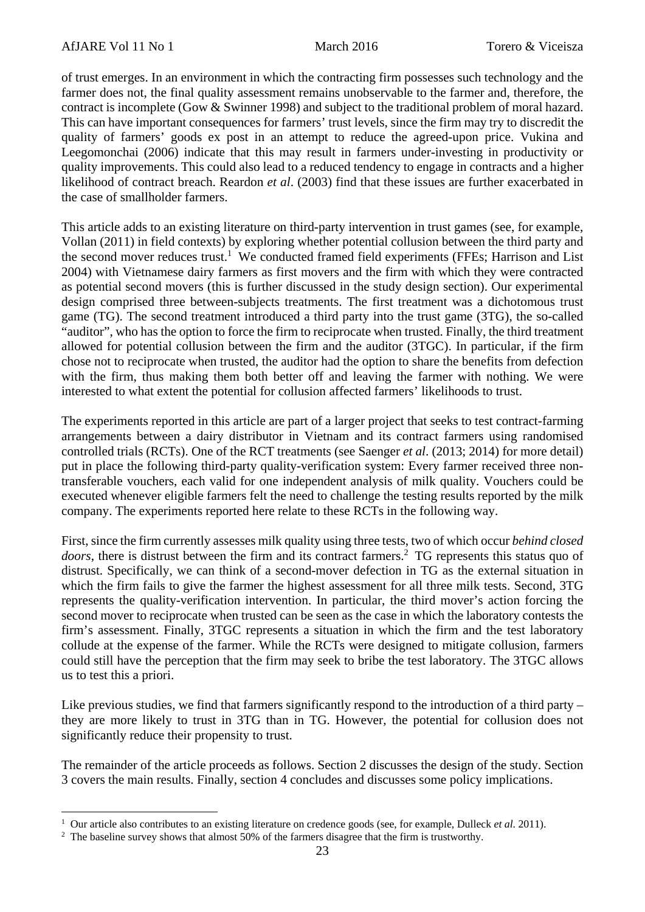of trust emerges. In an environment in which the contracting firm possesses such technology and the farmer does not, the final quality assessment remains unobservable to the farmer and, therefore, the contract is incomplete (Gow & Swinner 1998) and subject to the traditional problem of moral hazard. This can have important consequences for farmers' trust levels, since the firm may try to discredit the quality of farmers' goods ex post in an attempt to reduce the agreed-upon price. Vukina and Leegomonchai (2006) indicate that this may result in farmers under-investing in productivity or quality improvements. This could also lead to a reduced tendency to engage in contracts and a higher likelihood of contract breach. Reardon *et al*. (2003) find that these issues are further exacerbated in the case of smallholder farmers.

This article adds to an existing literature on third-party intervention in trust games (see, for example, Vollan (2011) in field contexts) by exploring whether potential collusion between the third party and the second mover reduces trust.[1] We conducted framed field experiments (FFEs; Harrison and List 2004) with Vietnamese dairy farmers as first movers and the firm with which they were contracted as potential second movers (this is further discussed in the study design section). Our experimental design comprised three between-subjects treatments. The first treatment was a dichotomous trust game (TG). The second treatment introduced a third party into the trust game (3TG), the so-called "auditor", who has the option to force the firm to reciprocate when trusted. Finally, the third treatment allowed for potential collusion between the firm and the auditor (3TGC). In particular, if the firm chose not to reciprocate when trusted, the auditor had the option to share the benefits from defection with the firm, thus making them both better off and leaving the farmer with nothing. We were interested to what extent the potential for collusion affected farmers' likelihoods to trust.

The experiments reported in this article are part of a larger project that seeks to test contract-farming arrangements between a dairy distributor in Vietnam and its contract farmers using randomised controlled trials (RCTs). One of the RCT treatments (see Saenger *et al*. (2013; 2014) for more detail) put in place the following third-party quality-verification system: Every farmer received three non-transferable vouchers, each valid for one independent analysis of milk quality. Vouchers could be executed whenever eligible farmers felt the need to challenge the testing results reported by the milk company. The experiments reported here relate to these RCTs in the following way.

First, since the firm currently assesses milk quality using three tests, two of which occur *behind closed doors*, there is distrust between the firm and its contract farmers.[2] TG represents this status quo of distrust. Specifically, we can think of a second-mover defection in TG as the external situation in which the firm fails to give the farmer the highest assessment for all three milk tests. Second, 3TG represents the quality-verification intervention. In particular, the third mover's action forcing the second mover to reciprocate when trusted can be seen as the case in which the laboratory contests the firm's assessment. Finally, 3TGC represents a situation in which the firm and the test laboratory collude at the expense of the farmer. While the RCTs were designed to mitigate collusion, farmers could still have the perception that the firm may seek to bribe the test laboratory. The 3TGC allows us to test this a priori.

Like previous studies, we find that farmers significantly respond to the introduction of a third party – they are more likely to trust in 3TG than in TG. However, the potential for collusion does not significantly reduce their propensity to trust.

The remainder of the article proceeds as follows. Section 2 discusses the design of the study. Section 3 covers the main results. Finally, section 4 concludes and discusses some policy implications.

---

[1] Our article also contributes to an existing literature on credence goods (see, for example, Dulleck *et al*. 2011).

[2] The baseline survey shows that almost 50% of the farmers disagree that the firm is trustworthy.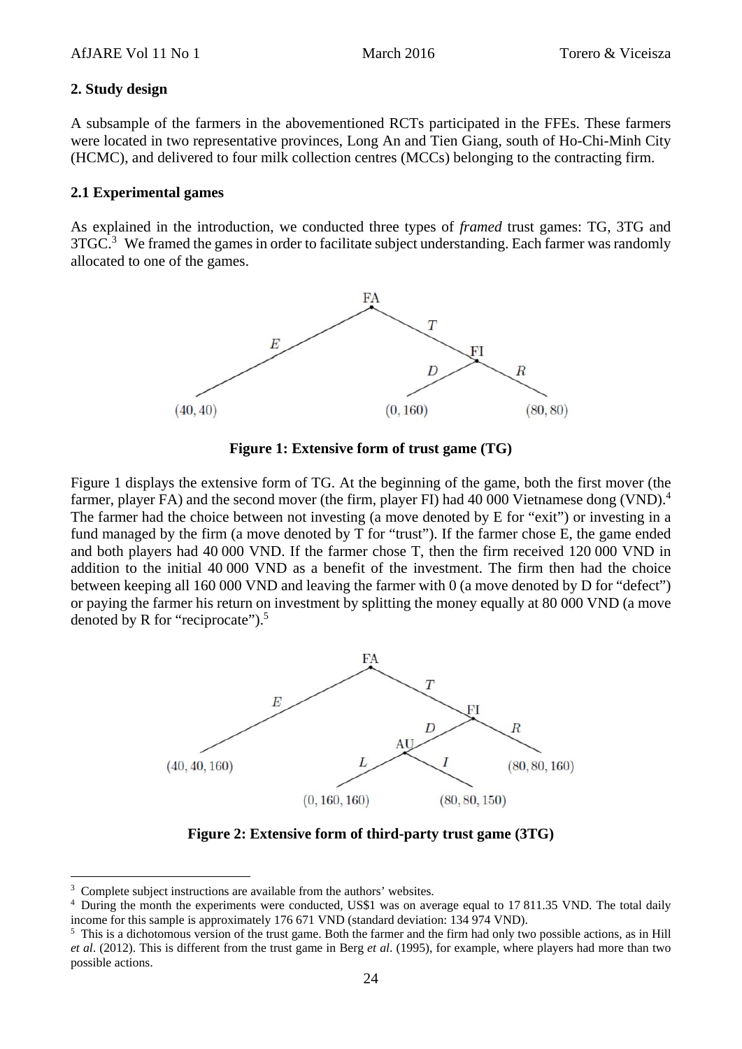## 2. Study design

A subsample of the farmers in the abovementioned RCTs participated in the FFEs. These farmers were located in two representative provinces, Long An and Tien Giang, south of Ho-Chi-Minh City (HCMC), and delivered to four milk collection centres (MCCs) belonging to the contracting firm.

### 2.1 Experimental games

As explained in the introduction, we conducted three types of *framed* trust games: TG, 3TG and 3TGC.[3] We framed the games in order to facilitate subject understanding. Each farmer was randomly allocated to one of the games.

**Figure 1: Extensive form of trust game (TG)**

Figure 1 displays the extensive form of TG. At the beginning of the game, both the first mover (the farmer, player FA) and the second mover (the firm, player FI) had 40 000 Vietnamese dong (VND).[4] The farmer had the choice between not investing (a move denoted by E for "exit") or investing in a fund managed by the firm (a move denoted by T for "trust"). If the farmer chose E, the game ended and both players had 40 000 VND. If the farmer chose T, then the firm received 120 000 VND in addition to the initial 40 000 VND as a benefit of the investment. The firm then had the choice between keeping all 160 000 VND and leaving the farmer with 0 (a move denoted by D for "defect") or paying the farmer his return on investment by splitting the money equally at 80 000 VND (a move denoted by R for "reciprocate").[5]

**Figure 2: Extensive form of third-party trust game (3TG)**

---

[3] Complete subject instructions are available from the authors' websites.

[4] During the month the experiments were conducted, US$1 was on average equal to 17 811.35 VND. The total daily income for this sample is approximately 176 671 VND (standard deviation: 134 974 VND).

[5] This is a dichotomous version of the trust game. Both the farmer and the firm had only two possible actions, as in Hill *et al*. (2012). This is different from the trust game in Berg *et al*. (1995), for example, where players had more than two possible actions.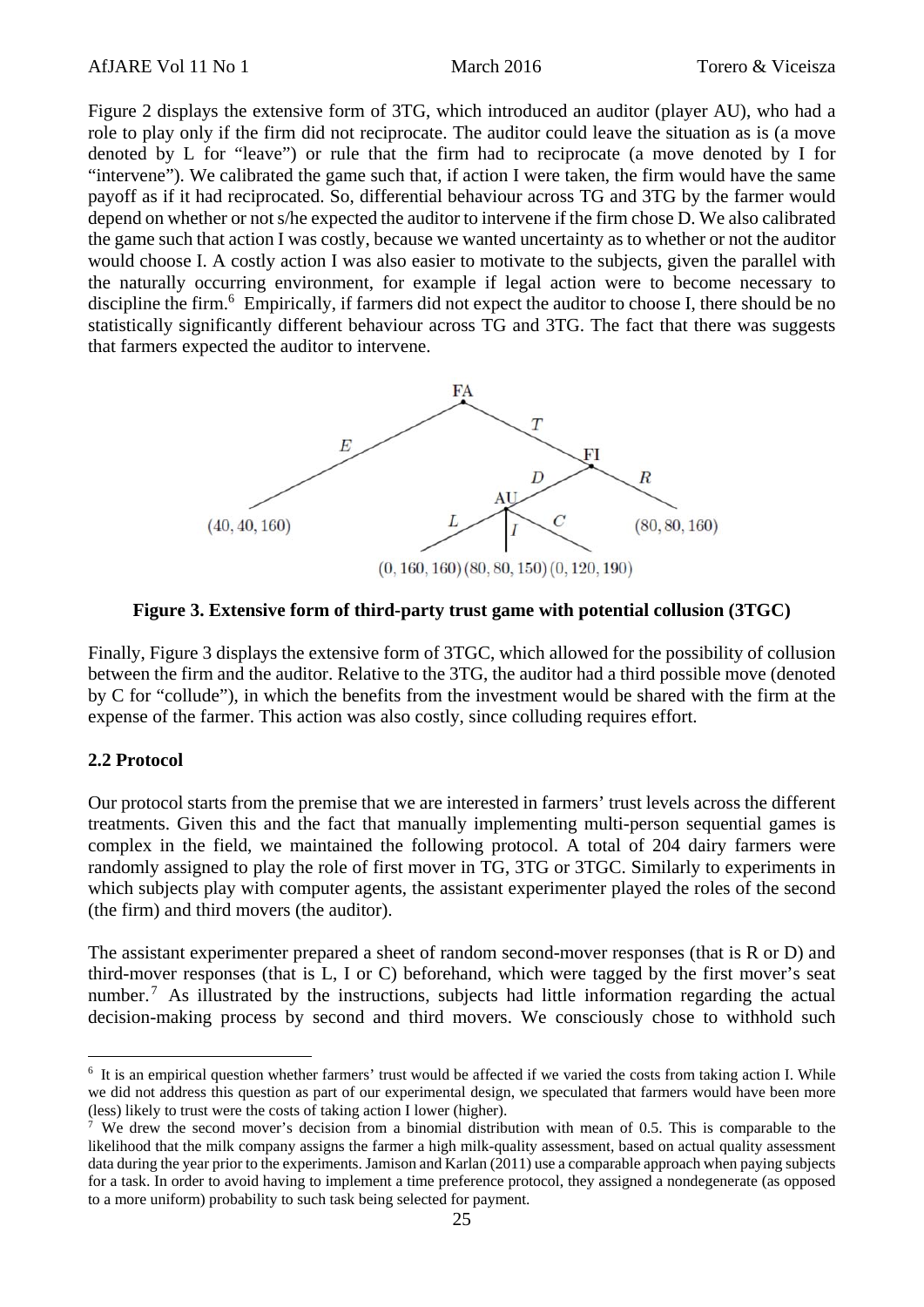Figure 2 displays the extensive form of 3TG, which introduced an auditor (player AU), who had a role to play only if the firm did not reciprocate. The auditor could leave the situation as is (a move denoted by L for "leave") or rule that the firm had to reciprocate (a move denoted by I for "intervene"). We calibrated the game such that, if action I were taken, the firm would have the same payoff as if it had reciprocated. So, differential behaviour across TG and 3TG by the farmer would depend on whether or not s/he expected the auditor to intervene if the firm chose D. We also calibrated the game such that action I was costly, because we wanted uncertainty as to whether or not the auditor would choose I. A costly action I was also easier to motivate to the subjects, given the parallel with the naturally occurring environment, for example if legal action were to become necessary to discipline the firm.[6] Empirically, if farmers did not expect the auditor to choose I, there should be no statistically significantly different behaviour across TG and 3TG. The fact that there was suggests that farmers expected the auditor to intervene.

**Figure 3. Extensive form of third-party trust game with potential collusion (3TGC)**

Finally, Figure 3 displays the extensive form of 3TGC, which allowed for the possibility of collusion between the firm and the auditor. Relative to the 3TG, the auditor had a third possible move (denoted by C for "collude"), in which the benefits from the investment would be shared with the firm at the expense of the farmer. This action was also costly, since colluding requires effort.

### 2.2 Protocol

Our protocol starts from the premise that we are interested in farmers' trust levels across the different treatments. Given this and the fact that manually implementing multi-person sequential games is complex in the field, we maintained the following protocol. A total of 204 dairy farmers were randomly assigned to play the role of first mover in TG, 3TG or 3TGC. Similarly to experiments in which subjects play with computer agents, the assistant experimenter played the roles of the second (the firm) and third movers (the auditor).

The assistant experimenter prepared a sheet of random second-mover responses (that is R or D) and third-mover responses (that is L, I or C) beforehand, which were tagged by the first mover's seat number.[7] As illustrated by the instructions, subjects had little information regarding the actual decision-making process by second and third movers. We consciously chose to withhold such

---

[6] It is an empirical question whether farmers' trust would be affected if we varied the costs from taking action I. While we did not address this question as part of our experimental design, we speculated that farmers would have been more (less) likely to trust were the costs of taking action I lower (higher).

[7] We drew the second mover's decision from a binomial distribution with mean of 0.5. This is comparable to the likelihood that the milk company assigns the farmer a high milk-quality assessment, based on actual quality assessment data during the year prior to the experiments. Jamison and Karlan (2011) use a comparable approach when paying subjects for a task. In order to avoid having to implement a time preference protocol, they assigned a nondegenerate (as opposed to a more uniform) probability to such task being selected for payment.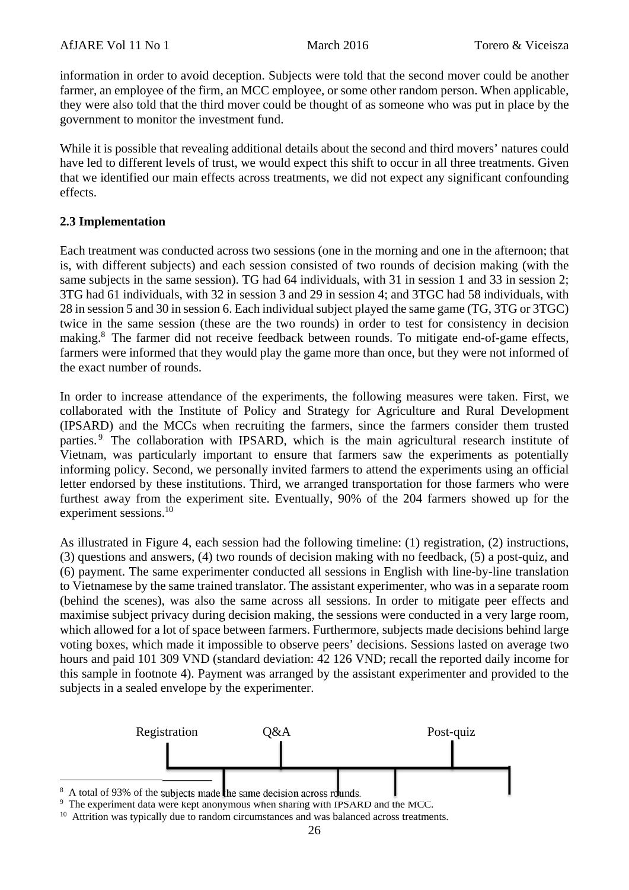information in order to avoid deception. Subjects were told that the second mover could be another farmer, an employee of the firm, an MCC employee, or some other random person. When applicable, they were also told that the third mover could be thought of as someone who was put in place by the government to monitor the investment fund.

While it is possible that revealing additional details about the second and third movers' natures could have led to different levels of trust, we would expect this shift to occur in all three treatments. Given that we identified our main effects across treatments, we did not expect any significant confounding effects.

### 2.3 Implementation

Each treatment was conducted across two sessions (one in the morning and one in the afternoon; that is, with different subjects) and each session consisted of two rounds of decision making (with the same subjects in the same session). TG had 64 individuals, with 31 in session 1 and 33 in session 2; 3TG had 61 individuals, with 32 in session 3 and 29 in session 4; and 3TGC had 58 individuals, with 28 in session 5 and 30 in session 6. Each individual subject played the same game (TG, 3TG or 3TGC) twice in the same session (these are the two rounds) in order to test for consistency in decision making.[8] The farmer did not receive feedback between rounds. To mitigate end-of-game effects, farmers were informed that they would play the game more than once, but they were not informed of the exact number of rounds.

In order to increase attendance of the experiments, the following measures were taken. First, we collaborated with the Institute of Policy and Strategy for Agriculture and Rural Development (IPSARD) and the MCCs when recruiting the farmers, since the farmers consider them trusted parties.[9] The collaboration with IPSARD, which is the main agricultural research institute of Vietnam, was particularly important to ensure that farmers saw the experiments as potentially informing policy. Second, we personally invited farmers to attend the experiments using an official letter endorsed by these institutions. Third, we arranged transportation for those farmers who were furthest away from the experiment site. Eventually, 90% of the 204 farmers showed up for the experiment sessions.[10]

As illustrated in Figure 4, each session had the following timeline: (1) registration, (2) instructions, (3) questions and answers, (4) two rounds of decision making with no feedback, (5) a post-quiz, and (6) payment. The same experimenter conducted all sessions in English with line-by-line translation to Vietnamese by the same trained translator. The assistant experimenter, who was in a separate room (behind the scenes), was also the same across all sessions. In order to mitigate peer effects and maximise subject privacy during decision making, the sessions were conducted in a very large room, which allowed for a lot of space between farmers. Furthermore, subjects made decisions behind large voting boxes, which made it impossible to observe peers' decisions. Sessions lasted on average two hours and paid 101 309 VND (standard deviation: 42 126 VND; recall the reported daily income for this sample in footnote 4). Payment was arranged by the assistant experimenter and provided to the subjects in a sealed envelope by the experimenter.

Registration Q&A Post-quiz

[8] A total of 93% of the subjects made the same decision across rounds.

[9] The experiment data were kept anonymous when sharing with IPSARD and the MCC.

[10] Attrition was typically due to random circumstances and was balanced across treatments.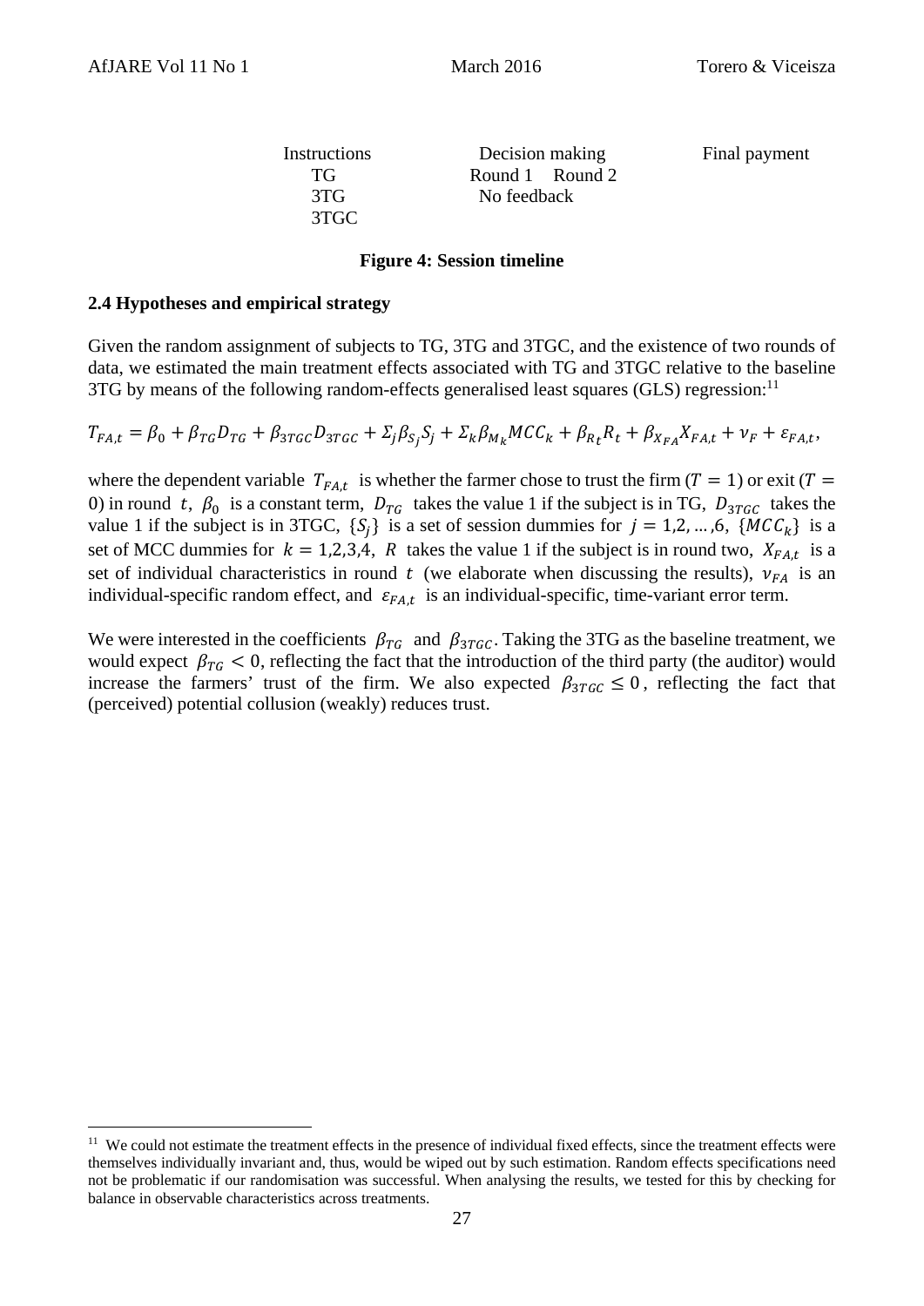| Instructions | Decision making | Final payment |
|---|---|---|
| TG | Round 1 Round 2 | |
| 3TG | No feedback | |
| 3TGC | | |

**Figure 4: Session timeline**

### 2.4 Hypotheses and empirical strategy

Given the random assignment of subjects to TG, 3TG and 3TGC, and the existence of two rounds of data, we estimated the main treatment effects associated with TG and 3TGC relative to the baseline 3TG by means of the following random-effects generalised least squares (GLS) regression:[11]

$$T_{FA,t} = \beta_0 + \beta_{TG}D_{TG} + \beta_{3TGC}D_{3TGC} + \Sigma_j \beta_{S_j} S_j + \Sigma_k \beta_{M_k} MCC_k + \beta_{R_t} R_t + \beta_{X_{FA}} X_{FA,t} + \nu_F + \varepsilon_{FA,t},$$

where the dependent variable $T_{FA,t}$ is whether the farmer chose to trust the firm ($T = 1$) or exit ($T = 0$) in round $t$, $\beta_0$ is a constant term, $D_{TG}$ takes the value 1 if the subject is in TG, $D_{3TGC}$ takes the value 1 if the subject is in 3TGC, $\{S_j\}$ is a set of session dummies for $j = 1,2, \ldots ,6$, $\{MCC_k\}$ is a set of MCC dummies for $k = 1,2,3,4$, $R$ takes the value 1 if the subject is in round two, $X_{FA,t}$ is a set of individual characteristics in round $t$ (we elaborate when discussing the results), $\nu_{FA}$ is an individual-specific random effect, and $\varepsilon_{FA,t}$ is an individual-specific, time-variant error term.

We were interested in the coefficients $\beta_{TG}$ and $\beta_{3TGC}$. Taking the 3TG as the baseline treatment, we would expect $\beta_{TG} < 0$, reflecting the fact that the introduction of the third party (the auditor) would increase the farmers' trust of the firm. We also expected $\beta_{3TGC} \leq 0$, reflecting the fact that (perceived) potential collusion (weakly) reduces trust.

[11] We could not estimate the treatment effects in the presence of individual fixed effects, since the treatment effects were themselves individually invariant and, thus, would be wiped out by such estimation. Random effects specifications need not be problematic if our randomisation was successful. When analysing the results, we tested for this by checking for balance in observable characteristics across treatments.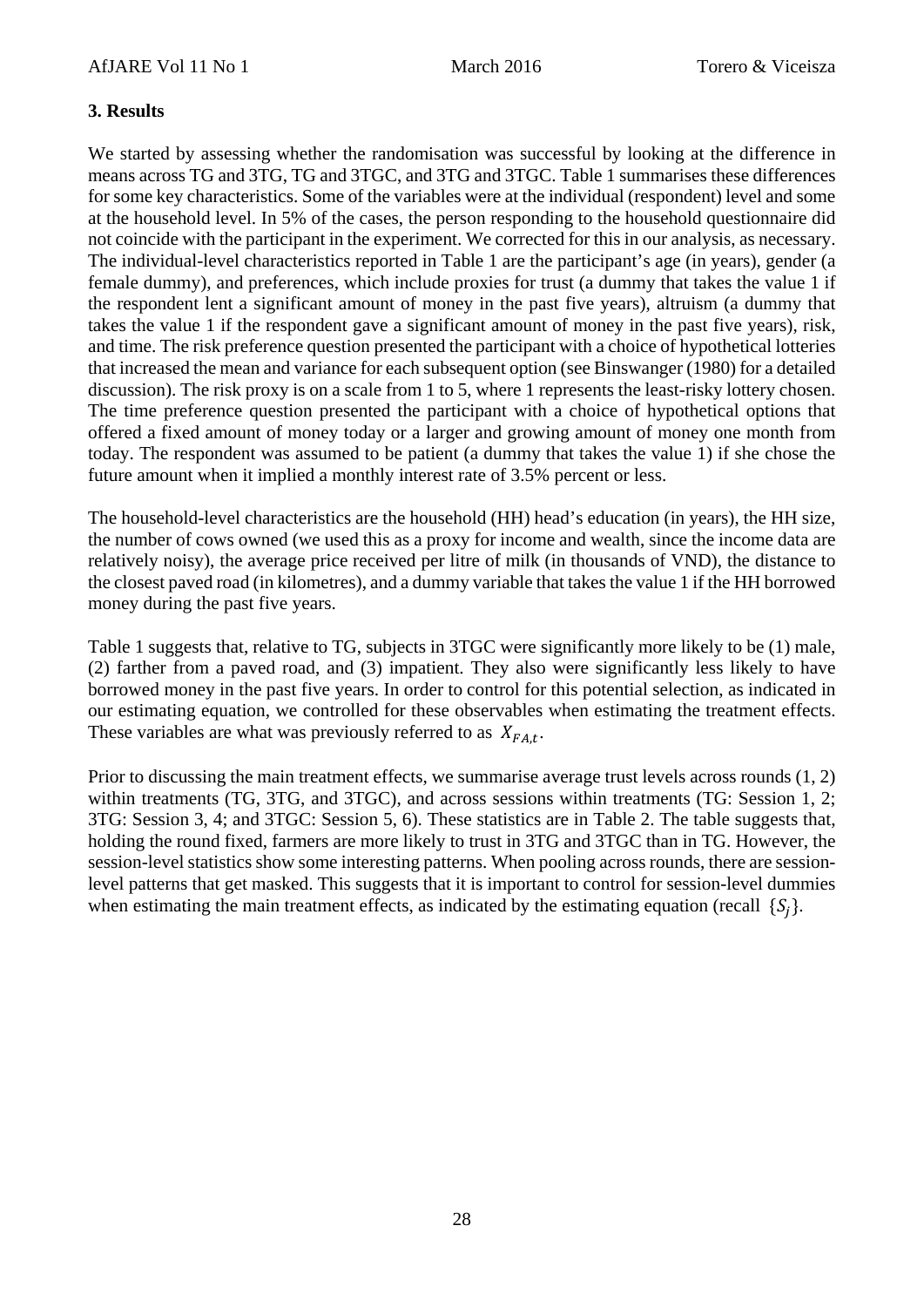## 3. Results

We started by assessing whether the randomisation was successful by looking at the difference in means across TG and 3TG, TG and 3TGC, and 3TG and 3TGC. Table 1 summarises these differences for some key characteristics. Some of the variables were at the individual (respondent) level and some at the household level. In 5% of the cases, the person responding to the household questionnaire did not coincide with the participant in the experiment. We corrected for this in our analysis, as necessary. The individual-level characteristics reported in Table 1 are the participant's age (in years), gender (a female dummy), and preferences, which include proxies for trust (a dummy that takes the value 1 if the respondent lent a significant amount of money in the past five years), altruism (a dummy that takes the value 1 if the respondent gave a significant amount of money in the past five years), risk, and time. The risk preference question presented the participant with a choice of hypothetical lotteries that increased the mean and variance for each subsequent option (see Binswanger (1980) for a detailed discussion). The risk proxy is on a scale from 1 to 5, where 1 represents the least-risky lottery chosen. The time preference question presented the participant with a choice of hypothetical options that offered a fixed amount of money today or a larger and growing amount of money one month from today. The respondent was assumed to be patient (a dummy that takes the value 1) if she chose the future amount when it implied a monthly interest rate of 3.5% percent or less.

The household-level characteristics are the household (HH) head's education (in years), the HH size, the number of cows owned (we used this as a proxy for income and wealth, since the income data are relatively noisy), the average price received per litre of milk (in thousands of VND), the distance to the closest paved road (in kilometres), and a dummy variable that takes the value 1 if the HH borrowed money during the past five years.

Table 1 suggests that, relative to TG, subjects in 3TGC were significantly more likely to be (1) male, (2) farther from a paved road, and (3) impatient. They also were significantly less likely to have borrowed money in the past five years. In order to control for this potential selection, as indicated in our estimating equation, we controlled for these observables when estimating the treatment effects. These variables are what was previously referred to as $X_{FA,t}$.

Prior to discussing the main treatment effects, we summarise average trust levels across rounds (1, 2) within treatments (TG, 3TG, and 3TGC), and across sessions within treatments (TG: Session 1, 2; 3TG: Session 3, 4; and 3TGC: Session 5, 6). These statistics are in Table 2. The table suggests that, holding the round fixed, farmers are more likely to trust in 3TG and 3TGC than in TG. However, the session-level statistics show some interesting patterns. When pooling across rounds, there are session-level patterns that get masked. This suggests that it is important to control for session-level dummies when estimating the main treatment effects, as indicated by the estimating equation (recall $\{S_j\}$.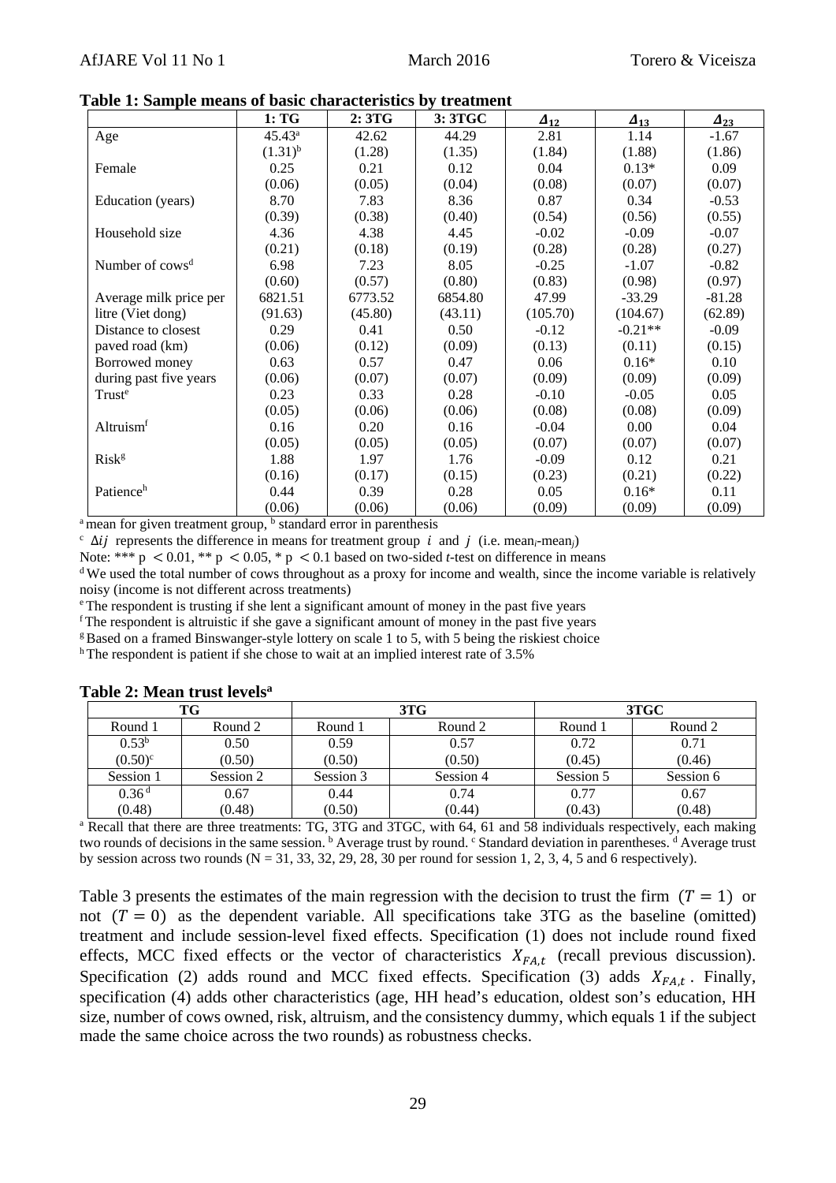**Table 1: Sample means of basic characteristics by treatment**

| | 1: TG | 2: 3TG | 3: 3TGC | $\Delta_{12}$ | $\Delta_{13}$ | $\Delta_{23}$ |
|---|---|---|---|---|---|---|
| Age | 45.43[a] | 42.62 | 44.29 | 2.81 | 1.14 | -1.67 |
| | (1.31)[b] | (1.28) | (1.35) | (1.84) | (1.88) | (1.86) |
| Female | 0.25 | 0.21 | 0.12 | 0.04 | 0.13* | 0.09 |
| | (0.06) | (0.05) | (0.04) | (0.08) | (0.07) | (0.07) |
| Education (years) | 8.70 | 7.83 | 8.36 | 0.87 | 0.34 | -0.53 |
| | (0.39) | (0.38) | (0.40) | (0.54) | (0.56) | (0.55) |
| Household size | 4.36 | 4.38 | 4.45 | -0.02 | -0.09 | -0.07 |
| | (0.21) | (0.18) | (0.19) | (0.28) | (0.28) | (0.27) |
| Number of cows[d] | 6.98 | 7.23 | 8.05 | -0.25 | -1.07 | -0.82 |
| | (0.60) | (0.57) | (0.80) | (0.83) | (0.98) | (0.97) |
| Average milk price per litre (Viet dong) | 6821.51 | 6773.52 | 6854.80 | 47.99 | -33.29 | -81.28 |
| | (91.63) | (45.80) | (43.11) | (105.70) | (104.67) | (62.89) |
| Distance to closest paved road (km) | 0.29 | 0.41 | 0.50 | -0.12 | -0.21** | -0.09 |
| | (0.06) | (0.12) | (0.09) | (0.13) | (0.11) | (0.15) |
| Borrowed money during past five years | 0.63 | 0.57 | 0.47 | 0.06 | 0.16* | 0.10 |
| | (0.06) | (0.07) | (0.07) | (0.09) | (0.09) | (0.09) |
| Trust[e] | 0.23 | 0.33 | 0.28 | -0.10 | -0.05 | 0.05 |
| | (0.05) | (0.06) | (0.06) | (0.08) | (0.08) | (0.09) |
| Altruism[f] | 0.16 | 0.20 | 0.16 | -0.04 | 0.00 | 0.04 |
| | (0.05) | (0.05) | (0.05) | (0.07) | (0.07) | (0.07) |
| Risk[g] | 1.88 | 1.97 | 1.76 | -0.09 | 0.12 | 0.21 |
| | (0.16) | (0.17) | (0.15) | (0.23) | (0.21) | (0.22) |
| Patience[h] | 0.44 | 0.39 | 0.28 | 0.05 | 0.16* | 0.11 |
| | (0.06) | (0.06) | (0.06) | (0.09) | (0.09) | (0.09) |

[a] mean for given treatment group, [b] standard error in parenthesis

[c] $\Delta ij$ represents the difference in means for treatment group $i$ and $j$ (i.e. mean$_i$-mean$_j$)

Note: *** $p < 0.01$, ** $p < 0.05$, * $p < 0.1$ based on two-sided *t*-test on difference in means

[d] We used the total number of cows throughout as a proxy for income and wealth, since the income variable is relatively noisy (income is not different across treatments)

[e] The respondent is trusting if she lent a significant amount of money in the past five years

[f] The respondent is altruistic if she gave a significant amount of money in the past five years

[g] Based on a framed Binswanger-style lottery on scale 1 to 5, with 5 being the riskiest choice

[h] The respondent is patient if she chose to wait at an implied interest rate of 3.5%

**Table 2: Mean trust levels[a]**

| TG | | 3TG | | 3TGC | |
|---|---|---|---|---|---|
| Round 1 | Round 2 | Round 1 | Round 2 | Round 1 | Round 2 |
| 0.53[b] | 0.50 | 0.59 | 0.57 | 0.72 | 0.71 |
| (0.50)[c] | (0.50) | (0.50) | (0.50) | (0.45) | (0.46) |
| Session 1 | Session 2 | Session 3 | Session 4 | Session 5 | Session 6 |
| 0.36[d] | 0.67 | 0.44 | 0.74 | 0.77 | 0.67 |
| (0.48) | (0.48) | (0.50) | (0.44) | (0.43) | (0.48) |

[a] Recall that there are three treatments: TG, 3TG and 3TGC, with 64, 61 and 58 individuals respectively, each making two rounds of decisions in the same session. [b] Average trust by round. [c] Standard deviation in parentheses. [d] Average trust by session across two rounds (N = 31, 33, 32, 29, 28, 30 per round for session 1, 2, 3, 4, 5 and 6 respectively).

Table 3 presents the estimates of the main regression with the decision to trust the firm $(T = 1)$ or not $(T = 0)$ as the dependent variable. All specifications take 3TG as the baseline (omitted) treatment and include session-level fixed effects. Specification (1) does not include round fixed effects, MCC fixed effects or the vector of characteristics $X_{FA,t}$ (recall previous discussion). Specification (2) adds round and MCC fixed effects. Specification (3) adds $X_{FA,t}$. Finally, specification (4) adds other characteristics (age, HH head's education, oldest son's education, HH size, number of cows owned, risk, altruism, and the consistency dummy, which equals 1 if the subject made the same choice across the two rounds) as robustness checks.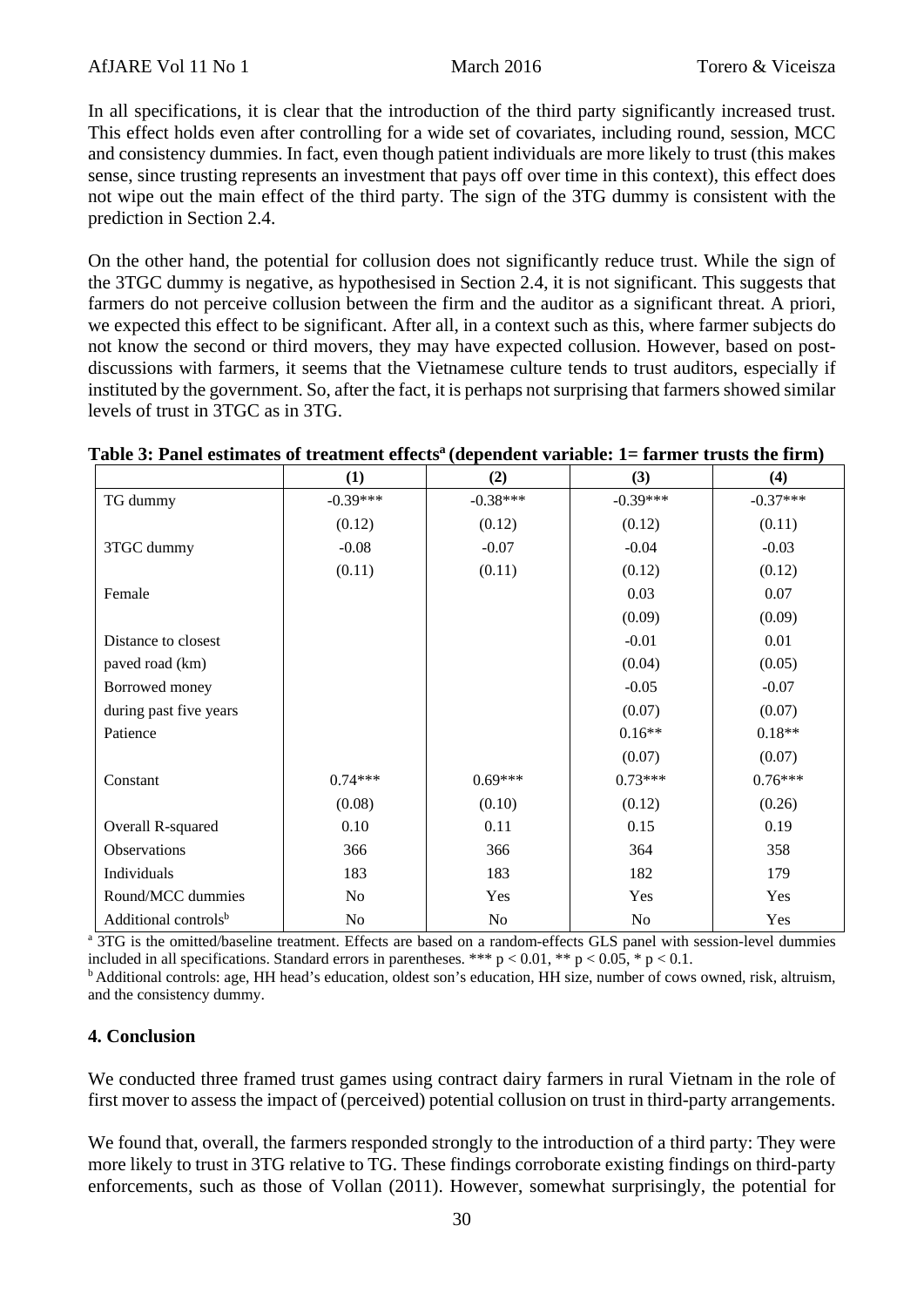In all specifications, it is clear that the introduction of the third party significantly increased trust. This effect holds even after controlling for a wide set of covariates, including round, session, MCC and consistency dummies. In fact, even though patient individuals are more likely to trust (this makes sense, since trusting represents an investment that pays off over time in this context), this effect does not wipe out the main effect of the third party. The sign of the 3TG dummy is consistent with the prediction in Section 2.4.

On the other hand, the potential for collusion does not significantly reduce trust. While the sign of the 3TGC dummy is negative, as hypothesised in Section 2.4, it is not significant. This suggests that farmers do not perceive collusion between the firm and the auditor as a significant threat. A priori, we expected this effect to be significant. After all, in a context such as this, where farmer subjects do not know the second or third movers, they may have expected collusion. However, based on post-discussions with farmers, it seems that the Vietnamese culture tends to trust auditors, especially if instituted by the government. So, after the fact, it is perhaps not surprising that farmers showed similar levels of trust in 3TGC as in 3TG.

**Table 3: Panel estimates of treatment effects[a] (dependent variable: 1= farmer trusts the firm)**

| | (1) | (2) | (3) | (4) |
|---|---|---|---|---|
| TG dummy | -0.39*** | -0.38*** | -0.39*** | -0.37*** |
| | (0.12) | (0.12) | (0.12) | (0.11) |
| 3TGC dummy | -0.08 | -0.07 | -0.04 | -0.03 |
| | (0.11) | (0.11) | (0.12) | (0.12) |
| Female | | | 0.03 | 0.07 |
| | | | (0.09) | (0.09) |
| Distance to closest paved road (km) | | | -0.01 | 0.01 |
| | | | (0.04) | (0.05) |
| Borrowed money during past five years | | | -0.05 | -0.07 |
| | | | (0.07) | (0.07) |
| Patience | | | 0.16** | 0.18** |
| | | | (0.07) | (0.07) |
| Constant | 0.74*** | 0.69*** | 0.73*** | 0.76*** |
| | (0.08) | (0.10) | (0.12) | (0.26) |
| Overall R-squared | 0.10 | 0.11 | 0.15 | 0.19 |
| Observations | 366 | 366 | 364 | 358 |
| Individuals | 183 | 183 | 182 | 179 |
| Round/MCC dummies | No | Yes | Yes | Yes |
| Additional controls[b] | No | No | No | Yes |

[a] 3TG is the omitted/baseline treatment. Effects are based on a random-effects GLS panel with session-level dummies included in all specifications. Standard errors in parentheses. *** $p < 0.01$, ** $p < 0.05$, * $p < 0.1$.
[b] Additional controls: age, HH head's education, oldest son's education, HH size, number of cows owned, risk, altruism, and the consistency dummy.

## 4. Conclusion

We conducted three framed trust games using contract dairy farmers in rural Vietnam in the role of first mover to assess the impact of (perceived) potential collusion on trust in third-party arrangements.

We found that, overall, the farmers responded strongly to the introduction of a third party: They were more likely to trust in 3TG relative to TG. These findings corroborate existing findings on third-party enforcements, such as those of Vollan (2011). However, somewhat surprisingly, the potential for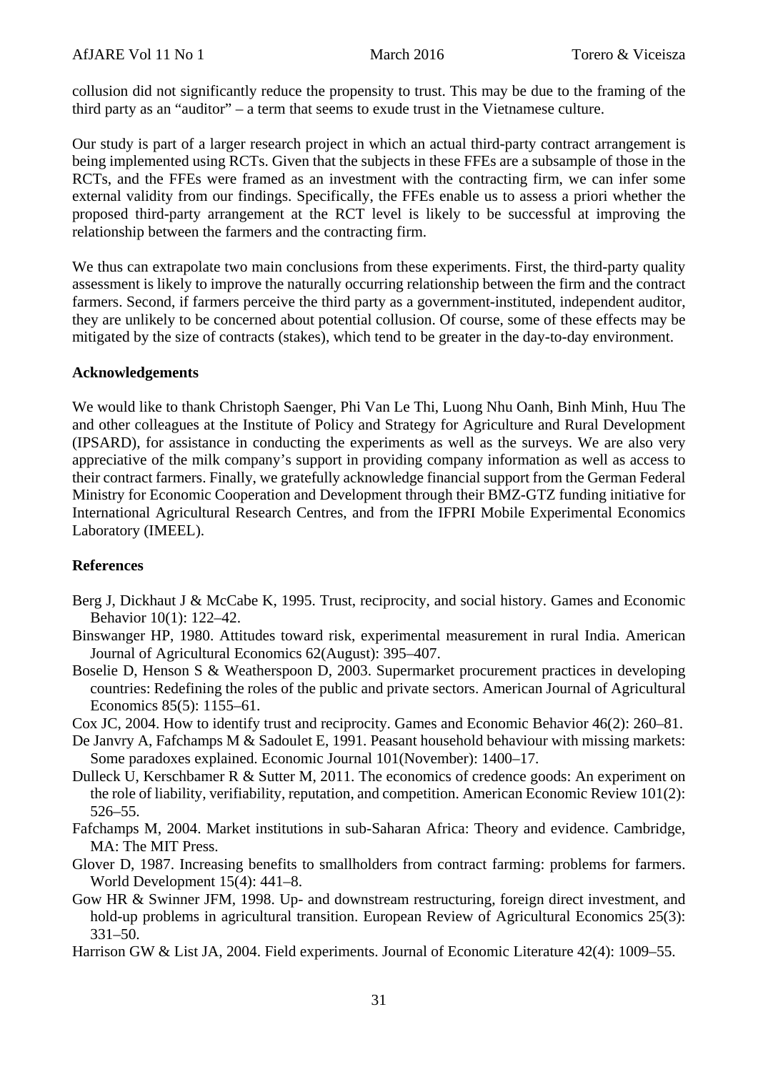collusion did not significantly reduce the propensity to trust. This may be due to the framing of the third party as an "auditor" – a term that seems to exude trust in the Vietnamese culture.

Our study is part of a larger research project in which an actual third-party contract arrangement is being implemented using RCTs. Given that the subjects in these FFEs are a subsample of those in the RCTs, and the FFEs were framed as an investment with the contracting firm, we can infer some external validity from our findings. Specifically, the FFEs enable us to assess a priori whether the proposed third-party arrangement at the RCT level is likely to be successful at improving the relationship between the farmers and the contracting firm.

We thus can extrapolate two main conclusions from these experiments. First, the third-party quality assessment is likely to improve the naturally occurring relationship between the firm and the contract farmers. Second, if farmers perceive the third party as a government-instituted, independent auditor, they are unlikely to be concerned about potential collusion. Of course, some of these effects may be mitigated by the size of contracts (stakes), which tend to be greater in the day-to-day environment.

## Acknowledgements

We would like to thank Christoph Saenger, Phi Van Le Thi, Luong Nhu Oanh, Binh Minh, Huu The and other colleagues at the Institute of Policy and Strategy for Agriculture and Rural Development (IPSARD), for assistance in conducting the experiments as well as the surveys. We are also very appreciative of the milk company's support in providing company information as well as access to their contract farmers. Finally, we gratefully acknowledge financial support from the German Federal Ministry for Economic Cooperation and Development through their BMZ-GTZ funding initiative for International Agricultural Research Centres, and from the IFPRI Mobile Experimental Economics Laboratory (IMEEL).

## References

Berg J, Dickhaut J & McCabe K, 1995. Trust, reciprocity, and social history. Games and Economic Behavior 10(1): 122–42.

Binswanger HP, 1980. Attitudes toward risk, experimental measurement in rural India. American Journal of Agricultural Economics 62(August): 395–407.

Boselie D, Henson S & Weatherspoon D, 2003. Supermarket procurement practices in developing countries: Redefining the roles of the public and private sectors. American Journal of Agricultural Economics 85(5): 1155–61.

Cox JC, 2004. How to identify trust and reciprocity. Games and Economic Behavior 46(2): 260–81.

De Janvry A, Fafchamps M & Sadoulet E, 1991. Peasant household behaviour with missing markets: Some paradoxes explained. Economic Journal 101(November): 1400–17.

Dulleck U, Kerschbamer R & Sutter M, 2011. The economics of credence goods: An experiment on the role of liability, verifiability, reputation, and competition. American Economic Review 101(2): 526–55.

Fafchamps M, 2004. Market institutions in sub-Saharan Africa: Theory and evidence. Cambridge, MA: The MIT Press.

Glover D, 1987. Increasing benefits to smallholders from contract farming: problems for farmers. World Development 15(4): 441–8.

Gow HR & Swinner JFM, 1998. Up- and downstream restructuring, foreign direct investment, and hold-up problems in agricultural transition. European Review of Agricultural Economics 25(3): 331–50.

Harrison GW & List JA, 2004. Field experiments. Journal of Economic Literature 42(4): 1009–55.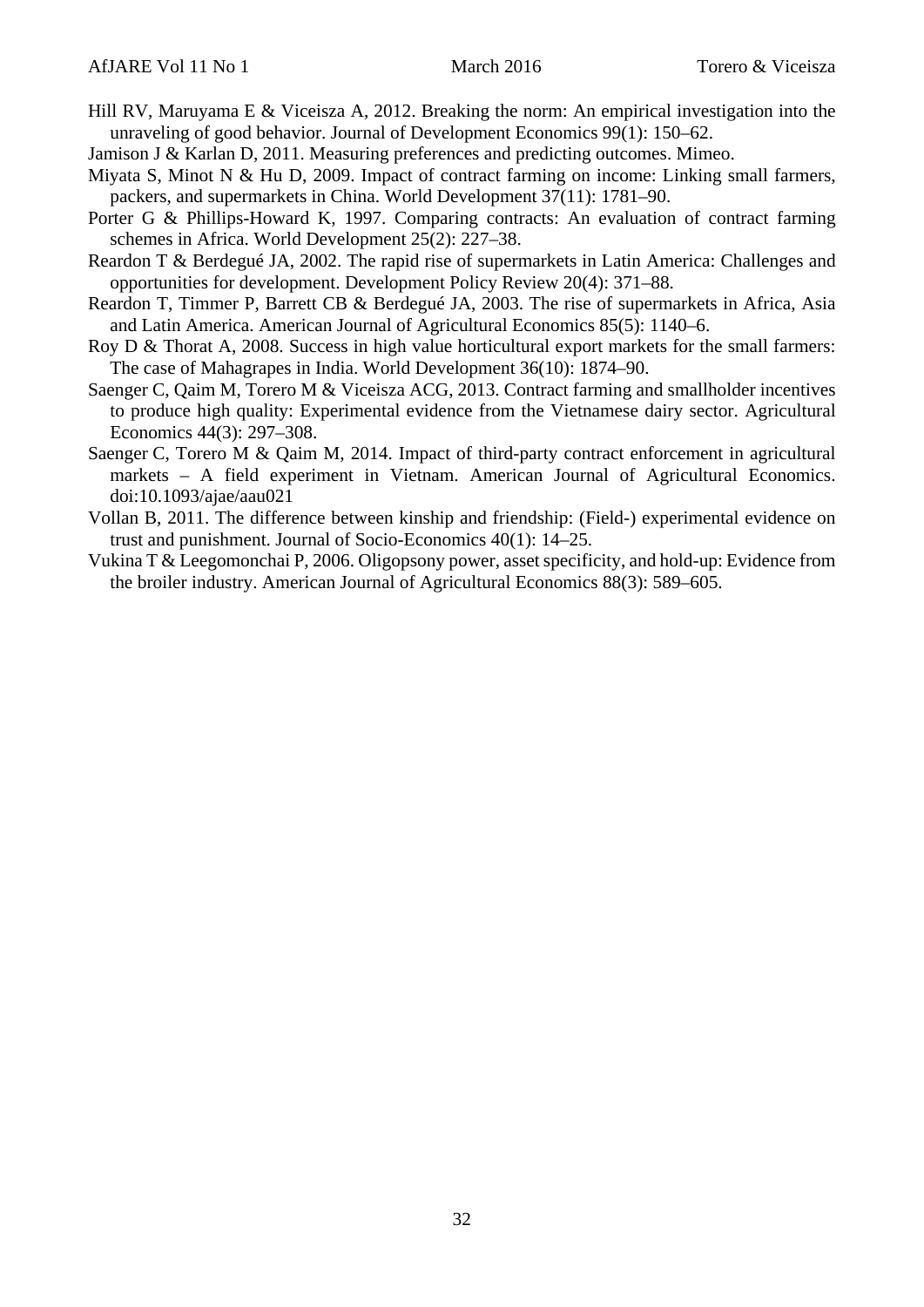Hill RV, Maruyama E & Viceisza A, 2012. Breaking the norm: An empirical investigation into the unraveling of good behavior. Journal of Development Economics 99(1): 150–62.

Jamison J & Karlan D, 2011. Measuring preferences and predicting outcomes. Mimeo.

Miyata S, Minot N & Hu D, 2009. Impact of contract farming on income: Linking small farmers, packers, and supermarkets in China. World Development 37(11): 1781–90.

Porter G & Phillips-Howard K, 1997. Comparing contracts: An evaluation of contract farming schemes in Africa. World Development 25(2): 227–38.

Reardon T & Berdegué JA, 2002. The rapid rise of supermarkets in Latin America: Challenges and opportunities for development. Development Policy Review 20(4): 371–88.

Reardon T, Timmer P, Barrett CB & Berdegué JA, 2003. The rise of supermarkets in Africa, Asia and Latin America. American Journal of Agricultural Economics 85(5): 1140–6.

Roy D & Thorat A, 2008. Success in high value horticultural export markets for the small farmers: The case of Mahagrapes in India. World Development 36(10): 1874–90.

Saenger C, Qaim M, Torero M & Viceisza ACG, 2013. Contract farming and smallholder incentives to produce high quality: Experimental evidence from the Vietnamese dairy sector. Agricultural Economics 44(3): 297–308.

Saenger C, Torero M & Qaim M, 2014. Impact of third-party contract enforcement in agricultural markets – A field experiment in Vietnam. American Journal of Agricultural Economics. doi:10.1093/ajae/aau021

Vollan B, 2011. The difference between kinship and friendship: (Field-) experimental evidence on trust and punishment. Journal of Socio-Economics 40(1): 14–25.

Vukina T & Leegomonchai P, 2006. Oligopsony power, asset specificity, and hold-up: Evidence from the broiler industry. American Journal of Agricultural Economics 88(3): 589–605.